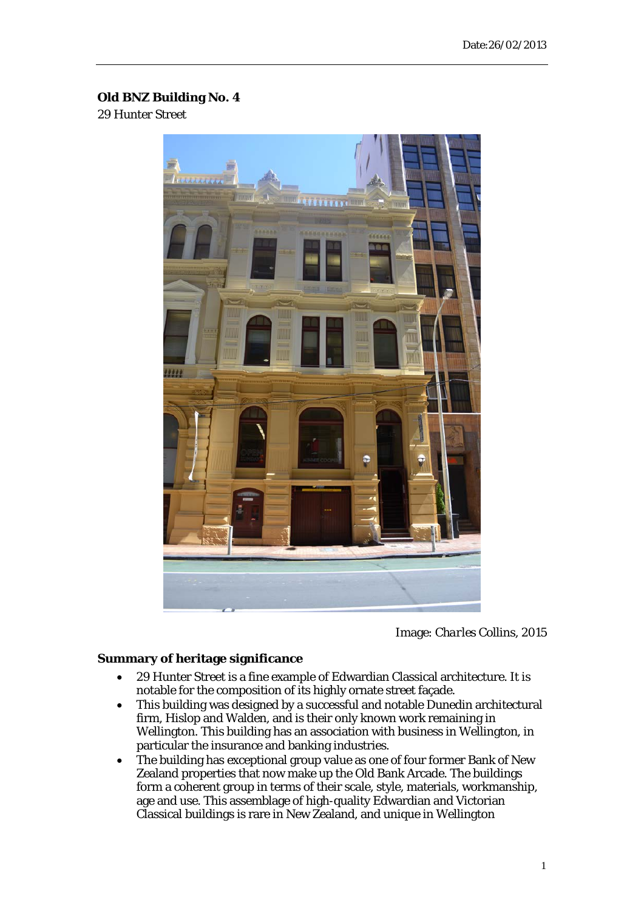Date:26/02/2013

**Old BNZ Building No. 4**

29 Hunter Street

Image: *Charles Collins, 2015*

**Summary of heritage significance**

- 29 Hunter Street is a fine example of Edwardian Classical architecture. It is notable for the composition of its highly ornate street façade.
- This building was designed by a successful and notable Dunedin architectural firm, Hislop and Walden, and is their only known work remaining in Wellington. This building has an association with business in Wellington, in particular the insurance and banking industries.
- The building has exceptional group value as one of four former Bank of New Zealand properties that now make up the Old Bank Arcade. The buildings form a coherent group in terms of their scale, style, materials, workmanship, age and use. This assemblage of high-quality Edwardian and Victorian Classical buildings is rare in New Zealand, and unique in Wellington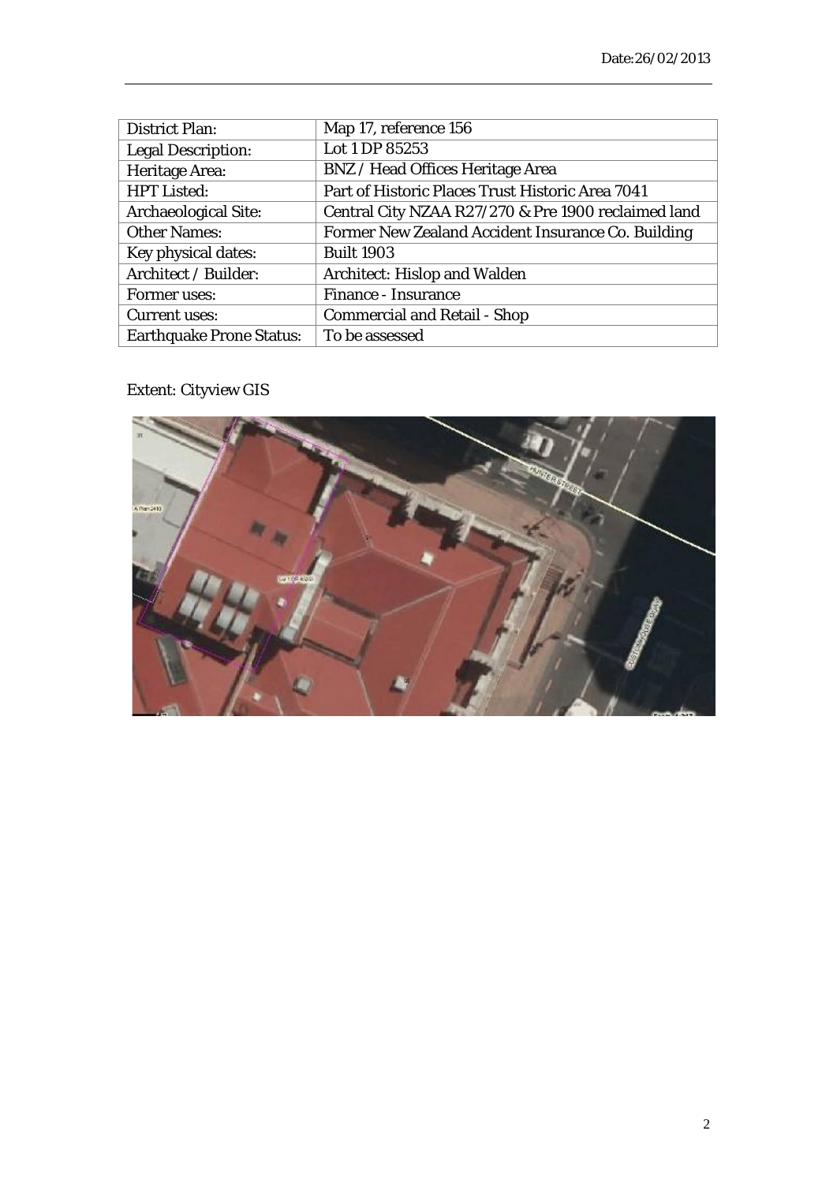Date:26/02/2013

| District Plan: | Map 17, reference 156 |
|---|---|
| Legal Description: | Lot 1 DP 85253 |
| Heritage Area: | BNZ / Head Offices Heritage Area |
| HPT Listed: | Part of Historic Places Trust Historic Area 7041 |
| Archaeological Site: | Central City NZAA R27/270 & Pre 1900 reclaimed land |
| Other Names: | Former New Zealand Accident Insurance Co. Building |
| Key physical dates: | Built 1903 |
| Architect / Builder: | Architect: Hislop and Walden |
| Former uses: | Finance - Insurance |
| Current uses: | Commercial and Retail - Shop |
| Earthquake Prone Status: | To be assessed |

Extent: Cityview GIS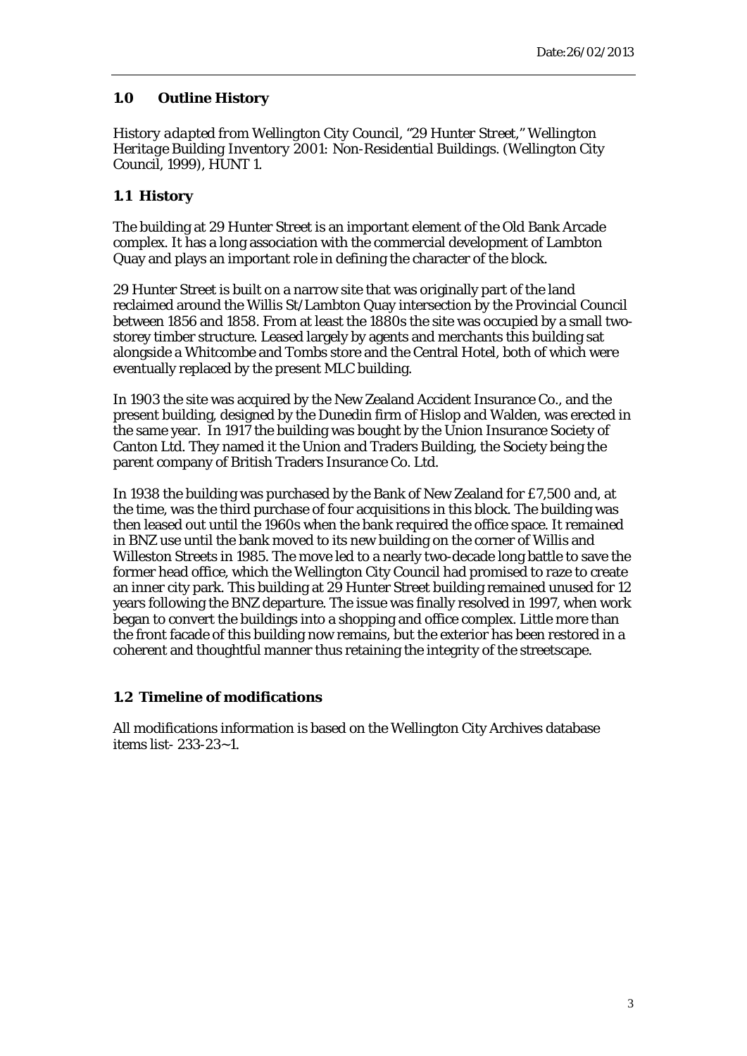Date:26/02/2013

## 1.0 Outline History

*History adapted from Wellington City Council, "29 Hunter Street," Wellington Heritage Building Inventory 2001: Non-Residential Buildings.* (Wellington City Council, 1999), HUNT 1.

### 1.1 History

The building at 29 Hunter Street is an important element of the Old Bank Arcade complex. It has a long association with the commercial development of Lambton Quay and plays an important role in defining the character of the block.

29 Hunter Street is built on a narrow site that was originally part of the land reclaimed around the Willis St/Lambton Quay intersection by the Provincial Council between 1856 and 1858. From at least the 1880s the site was occupied by a small two-storey timber structure. Leased largely by agents and merchants this building sat alongside a Whitcombe and Tombs store and the Central Hotel, both of which were eventually replaced by the present MLC building.

In 1903 the site was acquired by the New Zealand Accident Insurance Co., and the present building, designed by the Dunedin firm of Hislop and Walden, was erected in the same year. In 1917 the building was bought by the Union Insurance Society of Canton Ltd. They named it the Union and Traders Building, the Society being the parent company of British Traders Insurance Co. Ltd.

In 1938 the building was purchased by the Bank of New Zealand for £7,500 and, at the time, was the third purchase of four acquisitions in this block. The building was then leased out until the 1960s when the bank required the office space. It remained in BNZ use until the bank moved to its new building on the corner of Willis and Willeston Streets in 1985. The move led to a nearly two-decade long battle to save the former head office, which the Wellington City Council had promised to raze to create an inner city park. This building at 29 Hunter Street building remained unused for 12 years following the BNZ departure. The issue was finally resolved in 1997, when work began to convert the buildings into a shopping and office complex. Little more than the front facade of this building now remains, but the exterior has been restored in a coherent and thoughtful manner thus retaining the integrity of the streetscape.

### 1.2 Timeline of modifications

All modifications information is based on the Wellington City Archives database items list- 233-23~1.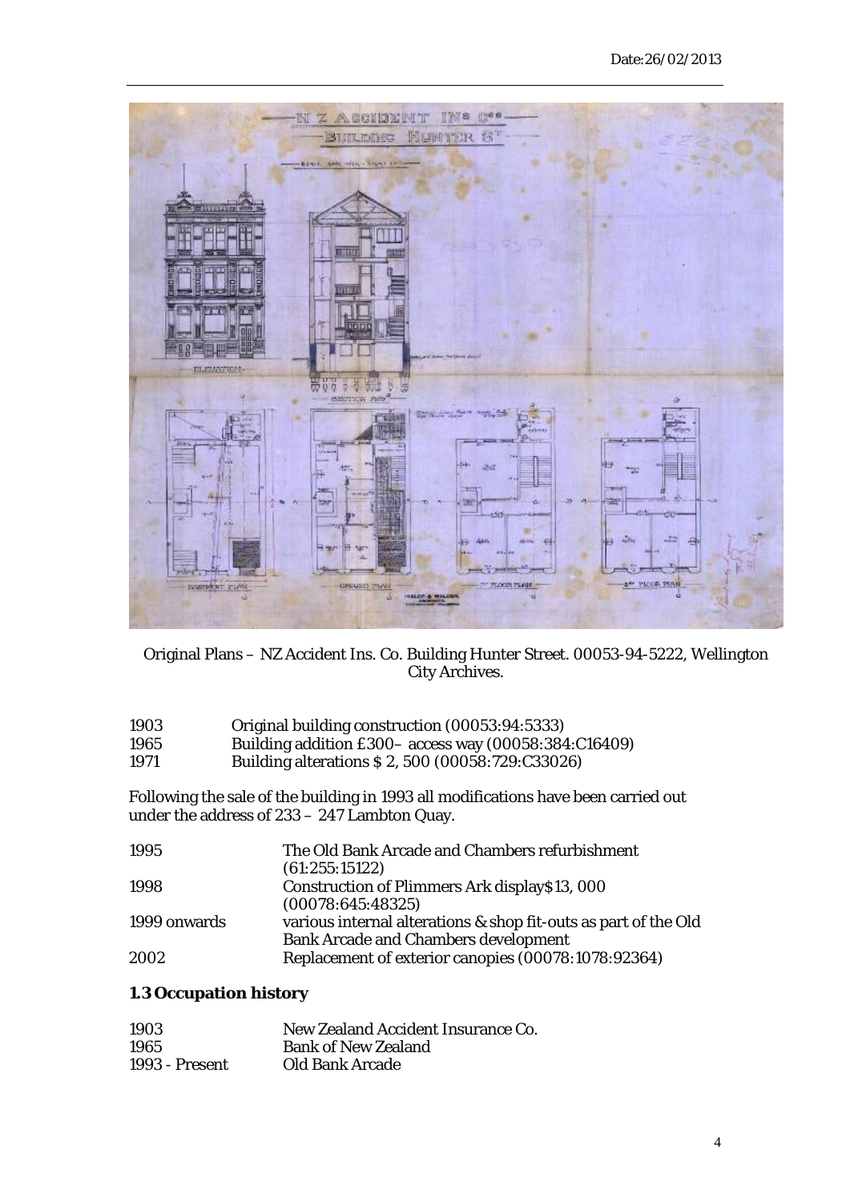Original Plans – NZ Accident Ins. Co. Building Hunter Street. 00053-94-5222, Wellington City Archives.

| | |
|---|---|
| 1903 | Original building construction (00053:94:5333) |
| 1965 | Building addition £300– access way (00058:384:C16409) |
| 1971 | Building alterations $ 2, 500 (00058:729:C33026) |

Following the sale of the building in 1993 all modifications have been carried out under the address of 233 – 247 Lambton Quay.

| | |
|---|---|
| 1995 | The Old Bank Arcade and Chambers refurbishment (61:255:15122) |
| 1998 | Construction of Plimmers Ark display$13, 000 (00078:645:48325) |
| 1999 onwards | various internal alterations & shop fit-outs as part of the Old Bank Arcade and Chambers development |
| 2002 | Replacement of exterior canopies (00078:1078:92364) |

### 1.3 Occupation history

| | |
|---|---|
| 1903 | New Zealand Accident Insurance Co. |
| 1965 | Bank of New Zealand |
| 1993 - Present | Old Bank Arcade |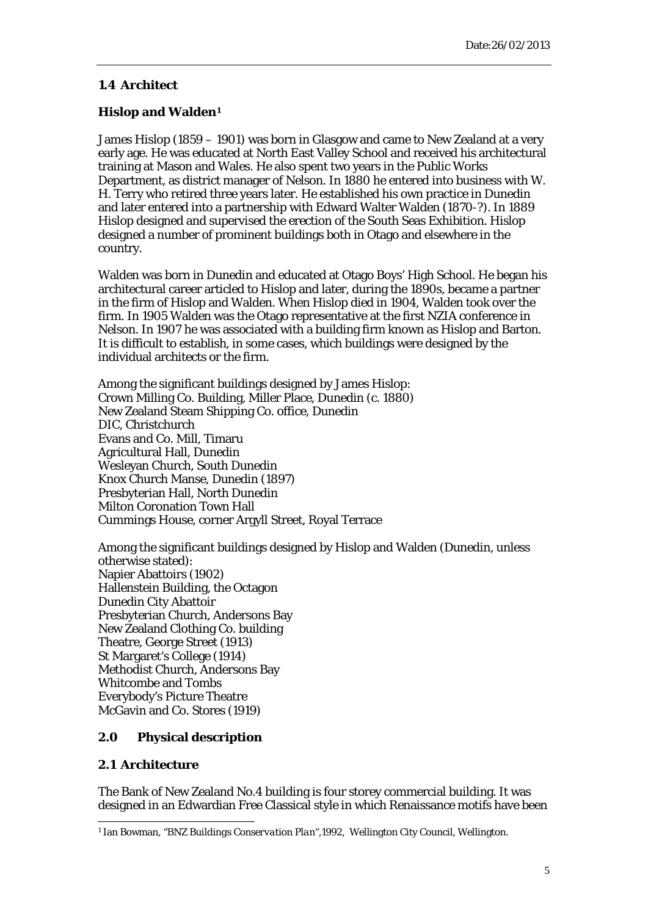## 1.4 Architect

### Hislop and Walden[1]

James Hislop (1859 – 1901) was born in Glasgow and came to New Zealand at a very early age. He was educated at North East Valley School and received his architectural training at Mason and Wales. He also spent two years in the Public Works Department, as district manager of Nelson. In 1880 he entered into business with W. H. Terry who retired three years later. He established his own practice in Dunedin and later entered into a partnership with Edward Walter Walden (1870-?). In 1889 Hislop designed and supervised the erection of the South Seas Exhibition. Hislop designed a number of prominent buildings both in Otago and elsewhere in the country.

Walden was born in Dunedin and educated at Otago Boys' High School. He began his architectural career articled to Hislop and later, during the 1890s, became a partner in the firm of Hislop and Walden. When Hislop died in 1904, Walden took over the firm. In 1905 Walden was the Otago representative at the first NZIA conference in Nelson. In 1907 he was associated with a building firm known as Hislop and Barton. It is difficult to establish, in some cases, which buildings were designed by the individual architects or the firm.

Among the significant buildings designed by James Hislop:
Crown Milling Co. Building, Miller Place, Dunedin (c. 1880)
New Zealand Steam Shipping Co. office, Dunedin
DIC, Christchurch
Evans and Co. Mill, Timaru
Agricultural Hall, Dunedin
Wesleyan Church, South Dunedin
Knox Church Manse, Dunedin (1897)
Presbyterian Hall, North Dunedin
Milton Coronation Town Hall
Cummings House, corner Argyll Street, Royal Terrace

Among the significant buildings designed by Hislop and Walden (Dunedin, unless otherwise stated):
Napier Abattoirs (1902)
Hallenstein Building, the Octagon
Dunedin City Abattoir
Presbyterian Church, Andersons Bay
New Zealand Clothing Co. building
Theatre, George Street (1913)
St Margaret's College (1914)
Methodist Church, Andersons Bay
Whitcombe and Tombs
Everybody's Picture Theatre
McGavin and Co. Stores (1919)

## 2.0 Physical description

### 2.1 Architecture

The Bank of New Zealand No.4 building is four storey commercial building. It was designed in an Edwardian Free Classical style in which Renaissance motifs have been

[1] Ian Bowman, "BNZ Buildings *Conservation Plan*",1992, Wellington City Council, Wellington.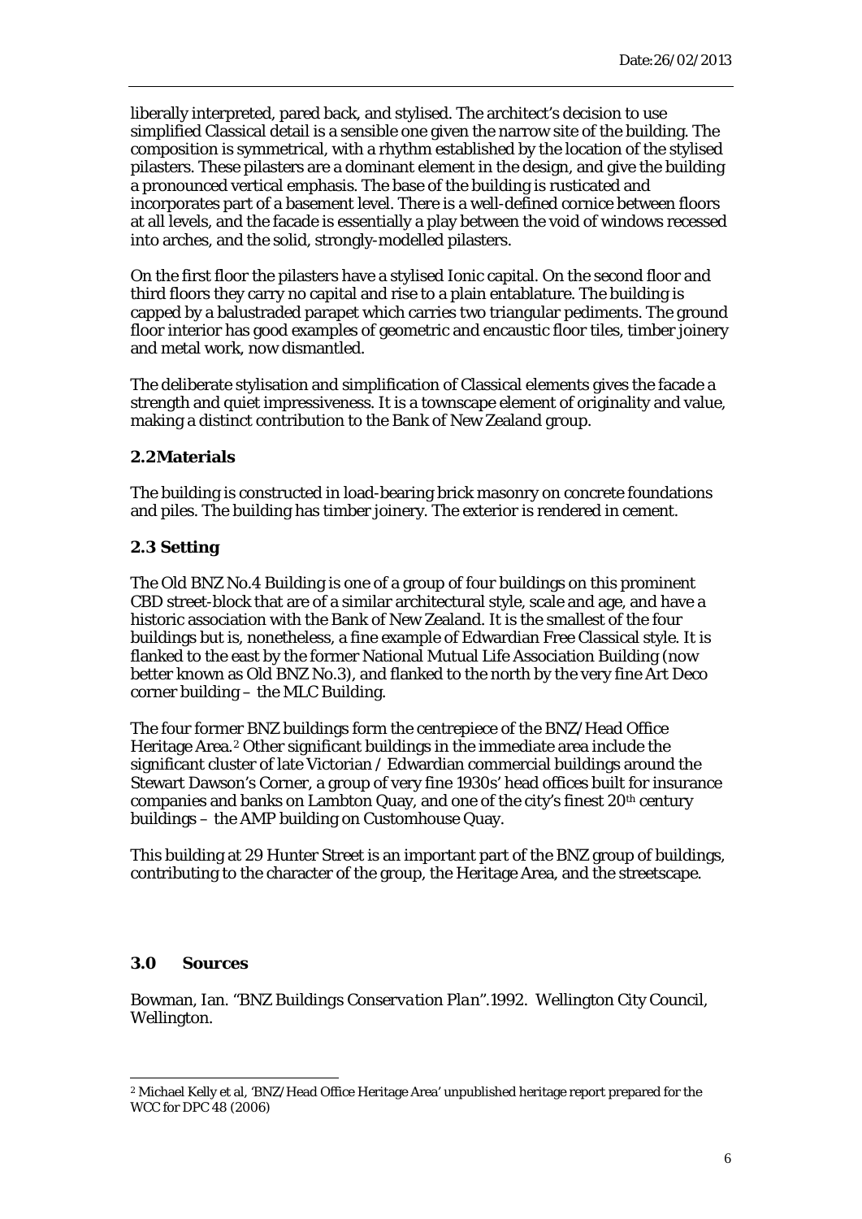liberally interpreted, pared back, and stylised. The architect's decision to use simplified Classical detail is a sensible one given the narrow site of the building. The composition is symmetrical, with a rhythm established by the location of the stylised pilasters. These pilasters are a dominant element in the design, and give the building a pronounced vertical emphasis. The base of the building is rusticated and incorporates part of a basement level. There is a well-defined cornice between floors at all levels, and the facade is essentially a play between the void of windows recessed into arches, and the solid, strongly-modelled pilasters.

On the first floor the pilasters have a stylised Ionic capital. On the second floor and third floors they carry no capital and rise to a plain entablature. The building is capped by a balustraded parapet which carries two triangular pediments. The ground floor interior has good examples of geometric and encaustic floor tiles, timber joinery and metal work, now dismantled.

The deliberate stylisation and simplification of Classical elements gives the facade a strength and quiet impressiveness. It is a townscape element of originality and value, making a distinct contribution to the Bank of New Zealand group.

### 2.2Materials

The building is constructed in load-bearing brick masonry on concrete foundations and piles. The building has timber joinery. The exterior is rendered in cement.

### 2.3 Setting

The Old BNZ No.4 Building is one of a group of four buildings on this prominent CBD street-block that are of a similar architectural style, scale and age, and have a historic association with the Bank of New Zealand. It is the smallest of the four buildings but is, nonetheless, a fine example of Edwardian Free Classical style. It is flanked to the east by the former National Mutual Life Association Building (now better known as Old BNZ No.3), and flanked to the north by the very fine Art Deco corner building – the MLC Building.

The four former BNZ buildings form the centrepiece of the BNZ/Head Office Heritage Area.[2] Other significant buildings in the immediate area include the significant cluster of late Victorian / Edwardian commercial buildings around the Stewart Dawson's Corner, a group of very fine 1930s' head offices built for insurance companies and banks on Lambton Quay, and one of the city's finest 20th century buildings – the AMP building on Customhouse Quay.

This building at 29 Hunter Street is an important part of the BNZ group of buildings, contributing to the character of the group, the Heritage Area, and the streetscape.

## 3.0 Sources

Bowman, Ian. "*BNZ Buildings Conservation Plan*".1992. Wellington City Council, Wellington.

---

[2] Michael Kelly et al, 'BNZ/Head Office Heritage Area' unpublished heritage report prepared for the WCC for DPC 48 (2006)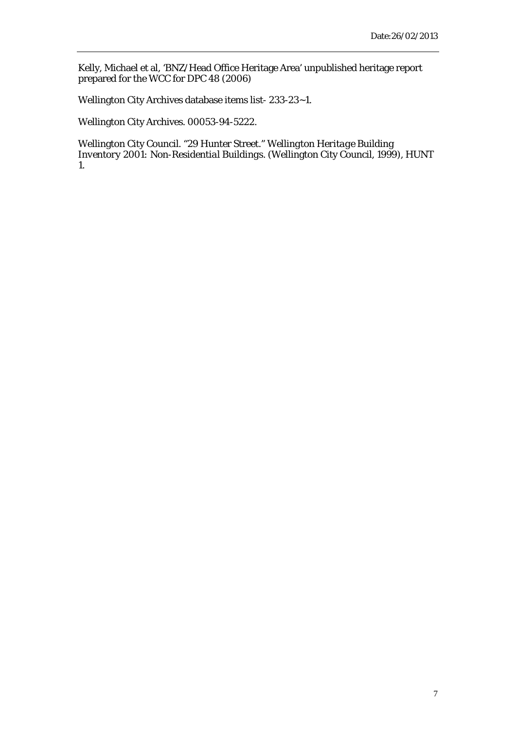Kelly, Michael et al, 'BNZ/Head Office Heritage Area' unpublished heritage report prepared for the WCC for DPC 48 (2006)

Wellington City Archives database items list- 233-23~1.

Wellington City Archives. 00053-94-5222.

Wellington City Council. "29 Hunter Street." *Wellington Heritage Building Inventory 2001: Non-Residential Buildings.* (Wellington City Council, 1999), HUNT 1.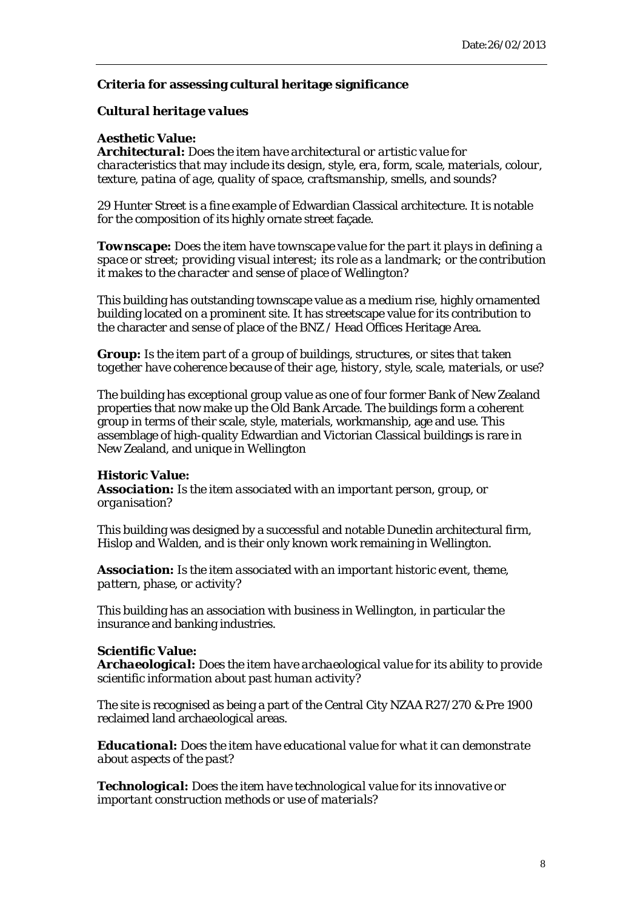Date:26/02/2013

**Criteria for assessing cultural heritage significance**

***Cultural heritage values***

**Aesthetic Value:**

***Architectural:*** *Does the item have architectural or artistic value for characteristics that may include its design, style, era, form, scale, materials, colour, texture, patina of age, quality of space, craftsmanship, smells, and sounds?*

29 Hunter Street is a fine example of Edwardian Classical architecture. It is notable for the composition of its highly ornate street façade.

***Townscape:*** *Does the item have townscape value for the part it plays in defining a space or street; providing visual interest; its role as a landmark; or the contribution it makes to the character and sense of place of Wellington?*

This building has outstanding townscape value as a medium rise, highly ornamented building located on a prominent site. It has streetscape value for its contribution to the character and sense of place of the BNZ / Head Offices Heritage Area.

***Group:*** *Is the item part of a group of buildings, structures, or sites that taken together have coherence because of their age, history, style, scale, materials, or use?*

The building has exceptional group value as one of four former Bank of New Zealand properties that now make up the Old Bank Arcade. The buildings form a coherent group in terms of their scale, style, materials, workmanship, age and use. This assemblage of high-quality Edwardian and Victorian Classical buildings is rare in New Zealand, and unique in Wellington

**Historic Value:**

***Association:*** *Is the item associated with an important person, group, or organisation?*

This building was designed by a successful and notable Dunedin architectural firm, Hislop and Walden, and is their only known work remaining in Wellington.

***Association:*** *Is the item associated with an important historic event, theme, pattern, phase, or activity?*

This building has an association with business in Wellington, in particular the insurance and banking industries.

**Scientific Value:**

***Archaeological:*** *Does the item have archaeological value for its ability to provide scientific information about past human activity?*

The site is recognised as being a part of the Central City NZAA R27/270 & Pre 1900 reclaimed land archaeological areas.

***Educational:*** *Does the item have educational value for what it can demonstrate about aspects of the past?*

***Technological:*** *Does the item have technological value for its innovative or important construction methods or use of materials?*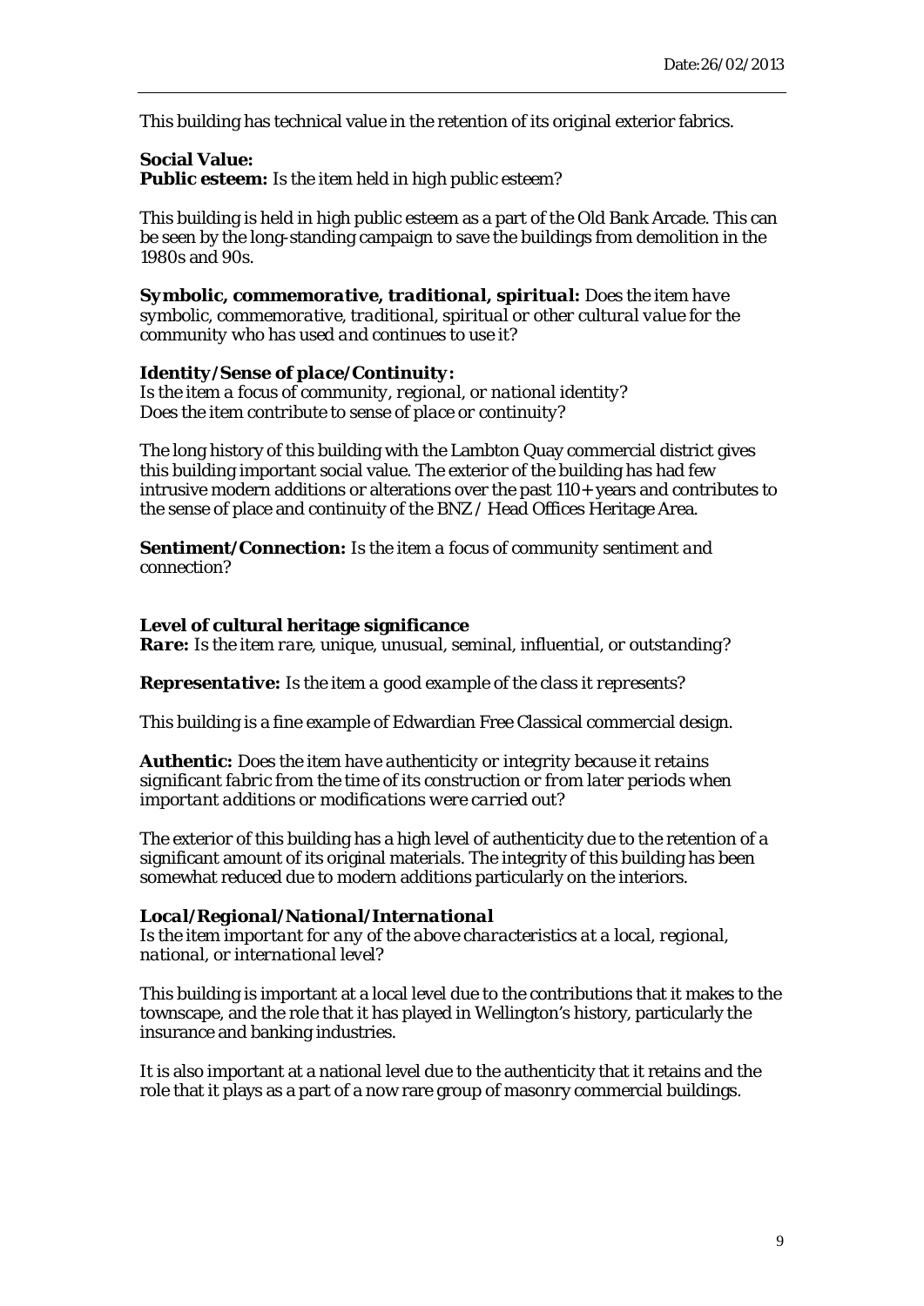This building has technical value in the retention of its original exterior fabrics.

**Social Value:**
**Public esteem:** *Is the item held in high public esteem?*

This building is held in high public esteem as a part of the Old Bank Arcade. This can be seen by the long-standing campaign to save the buildings from demolition in the 1980s and 90s.

***Symbolic, commemorative, traditional, spiritual:*** *Does the item have symbolic, commemorative, traditional, spiritual or other cultural value for the community who has used and continues to use it?*

***Identity/Sense of place/Continuity:***
*Is the item a focus of community, regional, or national identity?*
*Does the item contribute to sense of place or continuity?*

The long history of this building with the Lambton Quay commercial district gives this building important social value. The exterior of the building has had few intrusive modern additions or alterations over the past 110+ years and contributes to the sense of place and continuity of the BNZ / Head Offices Heritage Area.

**Sentiment/Connection:** *Is the item a focus of community sentiment and connection?*

***Level of cultural heritage significance***
***Rare:*** *Is the item rare, unique, unusual, seminal, influential, or outstanding?*

***Representative:*** *Is the item a good example of the class it represents?*

This building is a fine example of Edwardian Free Classical commercial design.

***Authentic:*** *Does the item have authenticity or integrity because it retains significant fabric from the time of its construction or from later periods when important additions or modifications were carried out?*

The exterior of this building has a high level of authenticity due to the retention of a significant amount of its original materials. The integrity of this building has been somewhat reduced due to modern additions particularly on the interiors.

***Local/Regional/National/International***
*Is the item important for any of the above characteristics at a local, regional, national, or international level?*

This building is important at a local level due to the contributions that it makes to the townscape, and the role that it has played in Wellington's history, particularly the insurance and banking industries.

It is also important at a national level due to the authenticity that it retains and the role that it plays as a part of a now rare group of masonry commercial buildings.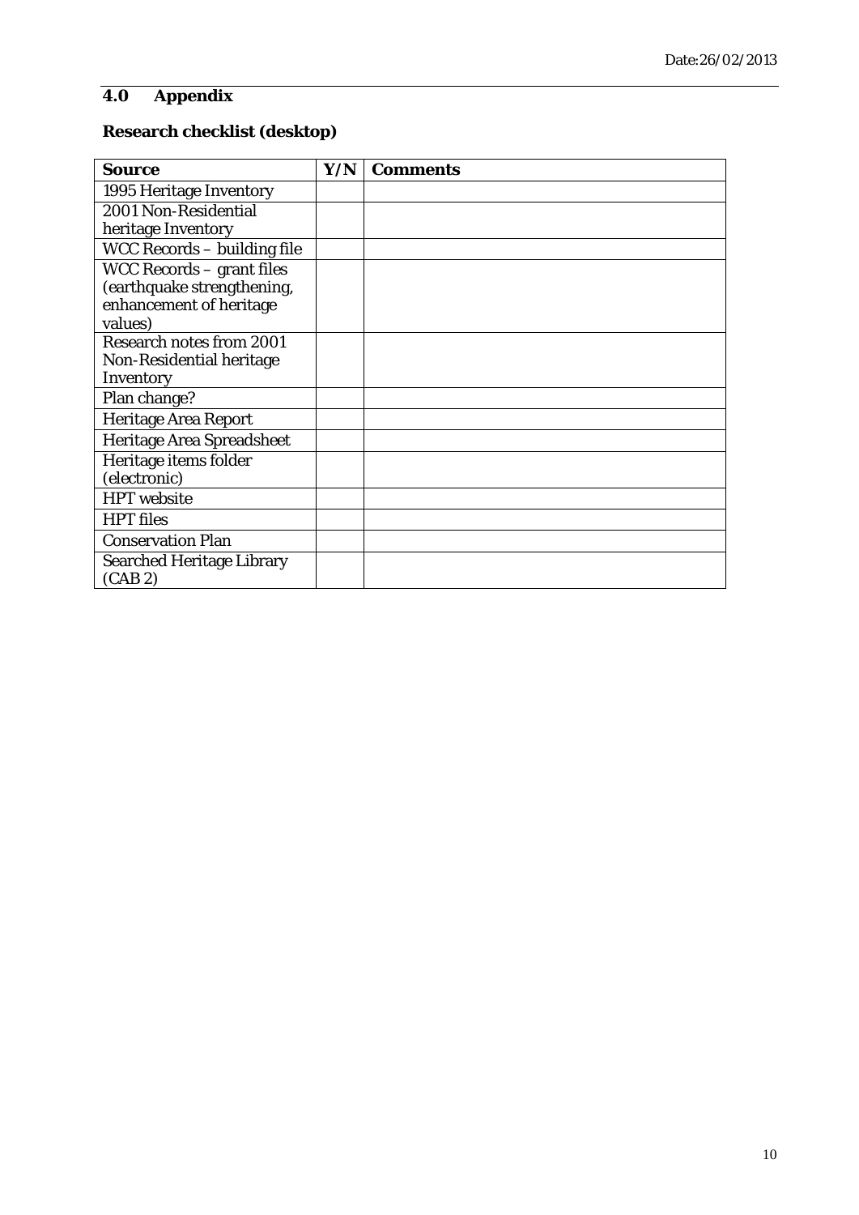## 4.0 Appendix

### Research checklist (desktop)

| Source | Y/N | Comments |
|---|---|---|
| 1995 Heritage Inventory | | |
| 2001 Non-Residential heritage Inventory | | |
| WCC Records – building file | | |
| WCC Records – grant files (earthquake strengthening, enhancement of heritage values) | | |
| Research notes from 2001 Non-Residential heritage Inventory | | |
| Plan change? | | |
| Heritage Area Report | | |
| Heritage Area Spreadsheet | | |
| Heritage items folder (electronic) | | |
| HPT website | | |
| HPT files | | |
| Conservation Plan | | |
| Searched Heritage Library (CAB 2) | | |